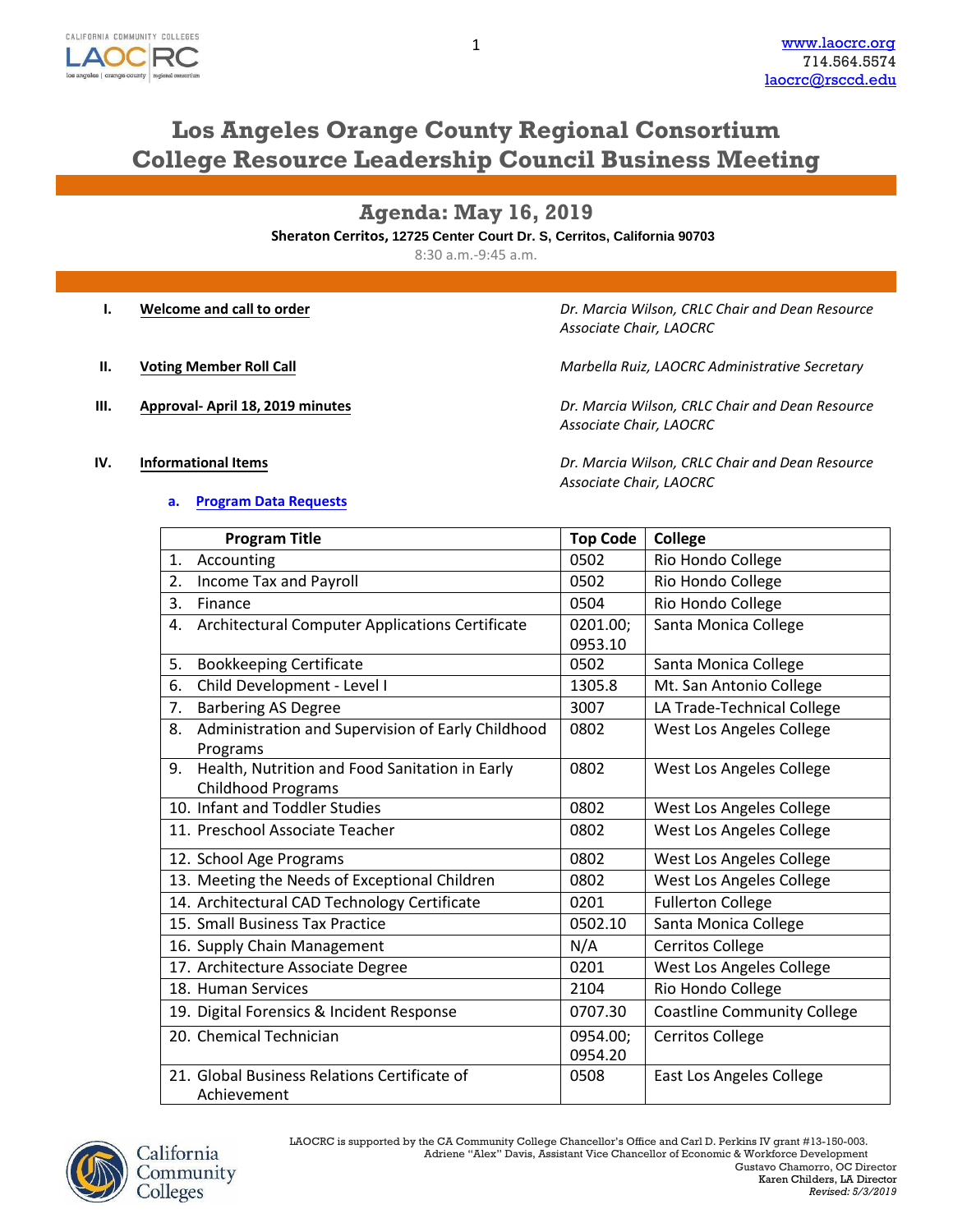# Los Angeles Orange County Regional Consortium
# College Resource Leadership Council Business Meeting

## Agenda: May 16, 2019

**Sheraton Cerritos, 12725 Center Court Dr. S, Cerritos, California 90703**

8:30 a.m.-9:45 a.m.

**I. Welcome and call to order** — *Dr. Marcia Wilson, CRLC Chair and Dean Resource Associate Chair, LAOCRC*

**II. Voting Member Roll Call** — *Marbella Ruiz, LAOCRC Administrative Secretary*

**III. Approval- April 18, 2019 minutes** — *Dr. Marcia Wilson, CRLC Chair and Dean Resource Associate Chair, LAOCRC*

**IV. Informational Items** — *Dr. Marcia Wilson, CRLC Chair and Dean Resource Associate Chair, LAOCRC*

**a. Program Data Requests**

| Program Title | Top Code | College |
|---|---|---|
| 1. Accounting | 0502 | Rio Hondo College |
| 2. Income Tax and Payroll | 0502 | Rio Hondo College |
| 3. Finance | 0504 | Rio Hondo College |
| 4. Architectural Computer Applications Certificate | 0201.00; 0953.10 | Santa Monica College |
| 5. Bookkeeping Certificate | 0502 | Santa Monica College |
| 6. Child Development - Level I | 1305.8 | Mt. San Antonio College |
| 7. Barbering AS Degree | 3007 | LA Trade-Technical College |
| 8. Administration and Supervision of Early Childhood Programs | 0802 | West Los Angeles College |
| 9. Health, Nutrition and Food Sanitation in Early Childhood Programs | 0802 | West Los Angeles College |
| 10. Infant and Toddler Studies | 0802 | West Los Angeles College |
| 11. Preschool Associate Teacher | 0802 | West Los Angeles College |
| 12. School Age Programs | 0802 | West Los Angeles College |
| 13. Meeting the Needs of Exceptional Children | 0802 | West Los Angeles College |
| 14. Architectural CAD Technology Certificate | 0201 | Fullerton College |
| 15. Small Business Tax Practice | 0502.10 | Santa Monica College |
| 16. Supply Chain Management | N/A | Cerritos College |
| 17. Architecture Associate Degree | 0201 | West Los Angeles College |
| 18. Human Services | 2104 | Rio Hondo College |
| 19. Digital Forensics & Incident Response | 0707.30 | Coastline Community College |
| 20. Chemical Technician | 0954.00; 0954.20 | Cerritos College |
| 21. Global Business Relations Certificate of Achievement | 0508 | East Los Angeles College |

LAOCRC is supported by the CA Community College Chancellor's Office and Carl D. Perkins IV grant #13-150-003.
Adriene "Alex" Davis, Assistant Vice Chancellor of Economic & Workforce Development
Gustavo Chamorro, OC Director
Karen Childers, LA Director
*Revised: 5/3/2019*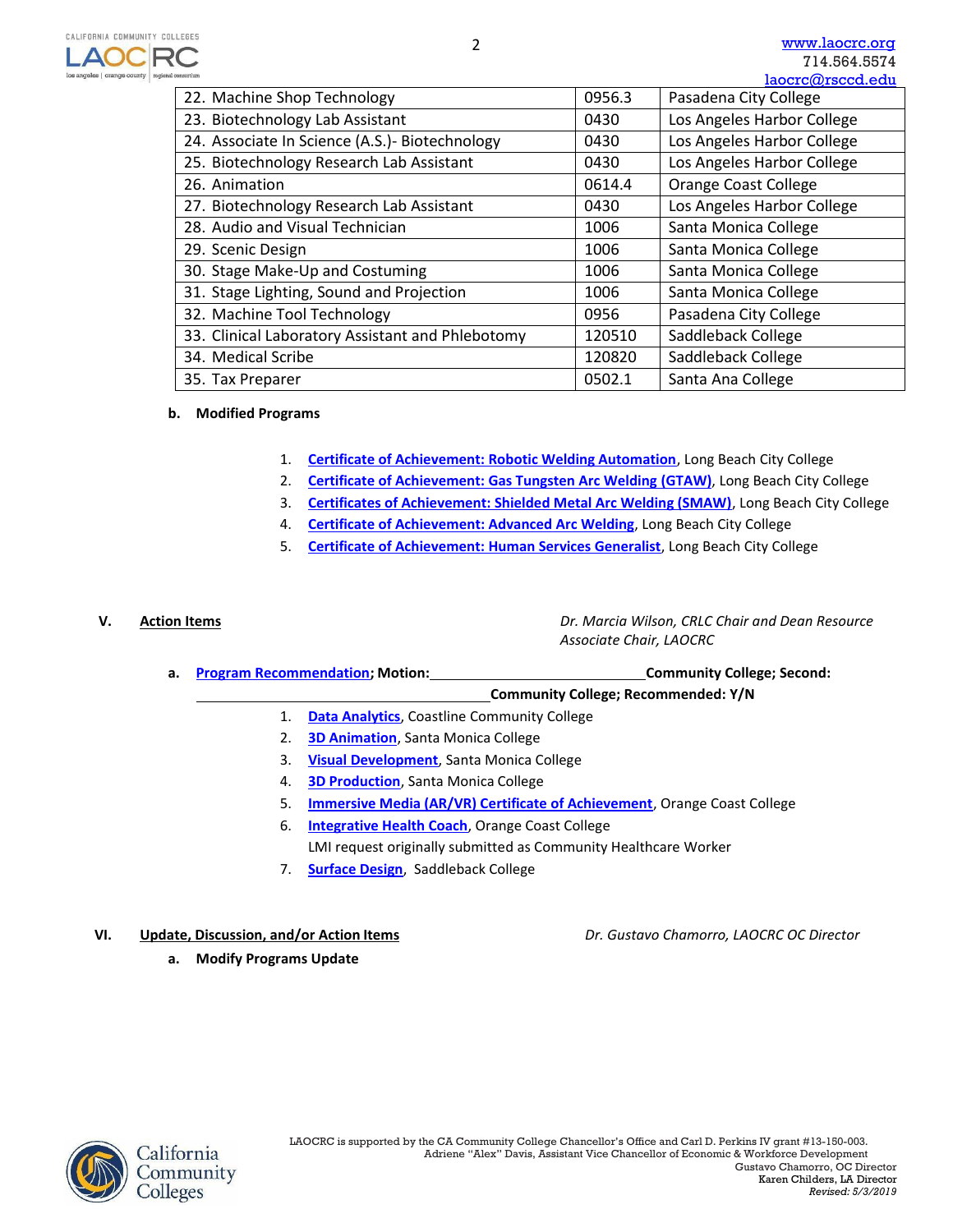| | | |
|---|---|---|
| 22. Machine Shop Technology | 0956.3 | Pasadena City College |
| 23. Biotechnology Lab Assistant | 0430 | Los Angeles Harbor College |
| 24. Associate In Science (A.S.)- Biotechnology | 0430 | Los Angeles Harbor College |
| 25. Biotechnology Research Lab Assistant | 0430 | Los Angeles Harbor College |
| 26. Animation | 0614.4 | Orange Coast College |
| 27. Biotechnology Research Lab Assistant | 0430 | Los Angeles Harbor College |
| 28. Audio and Visual Technician | 1006 | Santa Monica College |
| 29. Scenic Design | 1006 | Santa Monica College |
| 30. Stage Make-Up and Costuming | 1006 | Santa Monica College |
| 31. Stage Lighting, Sound and Projection | 1006 | Santa Monica College |
| 32. Machine Tool Technology | 0956 | Pasadena City College |
| 33. Clinical Laboratory Assistant and Phlebotomy | 120510 | Saddleback College |
| 34. Medical Scribe | 120820 | Saddleback College |
| 35. Tax Preparer | 0502.1 | Santa Ana College |

**b. Modified Programs**

1. **Certificate of Achievement: Robotic Welding Automation**, Long Beach City College
2. **Certificate of Achievement: Gas Tungsten Arc Welding (GTAW)**, Long Beach City College
3. **Certificates of Achievement: Shielded Metal Arc Welding (SMAW)**, Long Beach City College
4. **Certificate of Achievement: Advanced Arc Welding**, Long Beach City College
5. **Certificate of Achievement: Human Services Generalist**, Long Beach City College

## V. Action Items

*Dr. Marcia Wilson, CRLC Chair and Dean Resource Associate Chair, LAOCRC*

**a. Program Recommendation; Motion: \_\_\_\_\_\_\_\_\_\_\_\_\_\_\_\_\_\_\_\_\_\_\_\_\_\_ Community College; Second: \_\_\_\_\_\_\_\_\_\_\_\_\_\_\_\_\_\_\_\_\_\_\_\_\_\_ Community College; Recommended: Y/N**

1. **Data Analytics**, Coastline Community College
2. **3D Animation**, Santa Monica College
3. **Visual Development**, Santa Monica College
4. **3D Production**, Santa Monica College
5. **Immersive Media (AR/VR) Certificate of Achievement**, Orange Coast College
6. **Integrative Health Coach**, Orange Coast College
   LMI request originally submitted as Community Healthcare Worker
7. **Surface Design**, Saddleback College

## VI. Update, Discussion, and/or Action Items

*Dr. Gustavo Chamorro, LAOCRC OC Director*

**a. Modify Programs Update**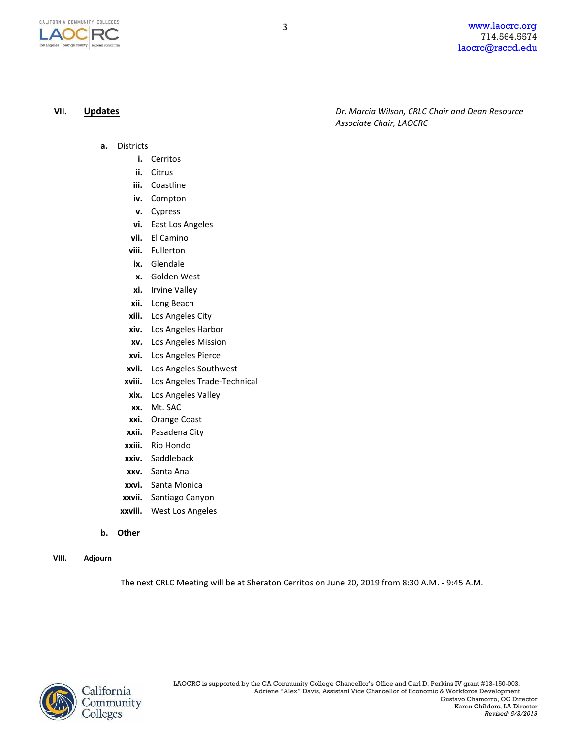## VII. Updates

*Dr. Marcia Wilson, CRLC Chair and Dean Resource*
*Associate Chair, LAOCRC*

**a.** Districts

- **i.** Cerritos
- **ii.** Citrus
- **iii.** Coastline
- **iv.** Compton
- **v.** Cypress
- **vi.** East Los Angeles
- **vii.** El Camino
- **viii.** Fullerton
- **ix.** Glendale
- **x.** Golden West
- **xi.** Irvine Valley
- **xii.** Long Beach
- **xiii.** Los Angeles City
- **xiv.** Los Angeles Harbor
- **xv.** Los Angeles Mission
- **xvi.** Los Angeles Pierce
- **xvii.** Los Angeles Southwest
- **xviii.** Los Angeles Trade-Technical
- **xix.** Los Angeles Valley
- **xx.** Mt. SAC
- **xxi.** Orange Coast
- **xxii.** Pasadena City
- **xxiii.** Rio Hondo
- **xxiv.** Saddleback
- **xxv.** Santa Ana
- **xxvi.** Santa Monica
- **xxvii.** Santiago Canyon
- **xxviii.** West Los Angeles

**b.** **Other**

## VIII. Adjourn

The next CRLC Meeting will be at Sheraton Cerritos on June 20, 2019 from 8:30 A.M. - 9:45 A.M.

LAOCRC is supported by the CA Community College Chancellor's Office and Carl D. Perkins IV grant #13-150-003.
Adriene "Alex" Davis, Assistant Vice Chancellor of Economic & Workforce Development
Gustavo Chamorro, OC Director
Karen Childers, LA Director
*Revised: 5/3/2019*